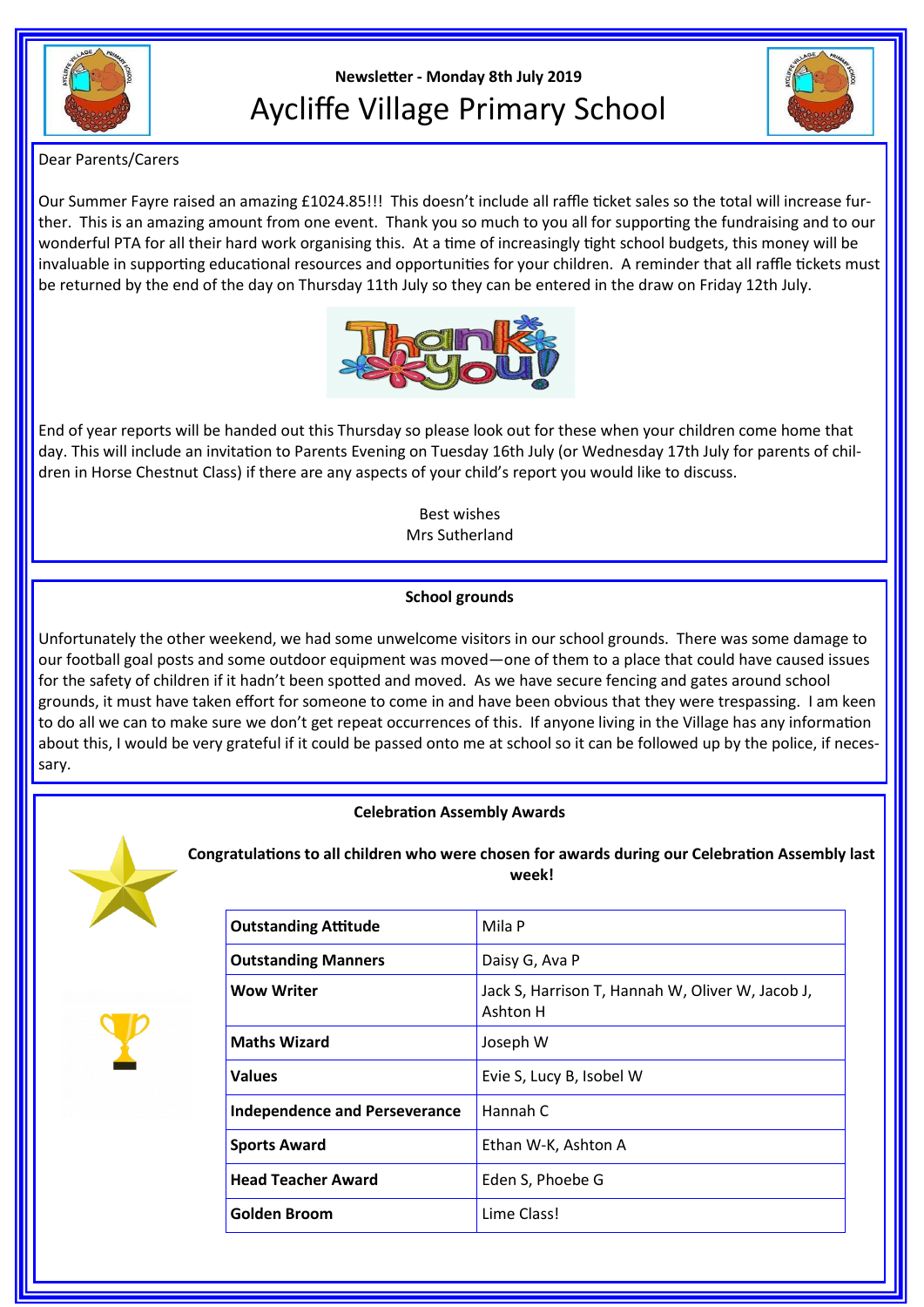Newsletter - Monday 8th July 2019

# Aycliffe Village Primary School

Dear Parents/Carers

Our Summer Fayre raised an amazing £1024.85!!! This doesn't include all raffle ticket sales so the total will increase further. This is an amazing amount from one event. Thank you so much to you all for supporting the fundraising and to our wonderful PTA for all their hard work organising this. At a time of increasingly tight school budgets, this money will be invaluable in supporting educational resources and opportunities for your children. A reminder that all raffle tickets must be returned by the end of the day on Thursday 11th July so they can be entered in the draw on Friday 12th July.

End of year reports will be handed out this Thursday so please look out for these when your children come home that day. This will include an invitation to Parents Evening on Tuesday 16th July (or Wednesday 17th July for parents of children in Horse Chestnut Class) if there are any aspects of your child's report you would like to discuss.

Best wishes
Mrs Sutherland

## School grounds

Unfortunately the other weekend, we had some unwelcome visitors in our school grounds. There was some damage to our football goal posts and some outdoor equipment was moved—one of them to a place that could have caused issues for the safety of children if it hadn't been spotted and moved. As we have secure fencing and gates around school grounds, it must have taken effort for someone to come in and have been obvious that they were trespassing. I am keen to do all we can to make sure we don't get repeat occurrences of this. If anyone living in the Village has any information about this, I would be very grateful if it could be passed onto me at school so it can be followed up by the police, if necessary.

## Celebration Assembly Awards

**Congratulations to all children who were chosen for awards during our Celebration Assembly last week!**

| Award | Recipients |
|---|---|
| **Outstanding Attitude** | Mila P |
| **Outstanding Manners** | Daisy G, Ava P |
| **Wow Writer** | Jack S, Harrison T, Hannah W, Oliver W, Jacob J, Ashton H |
| **Maths Wizard** | Joseph W |
| **Values** | Evie S, Lucy B, Isobel W |
| **Independence and Perseverance** | Hannah C |
| **Sports Award** | Ethan W-K, Ashton A |
| **Head Teacher Award** | Eden S, Phoebe G |
| **Golden Broom** | Lime Class! |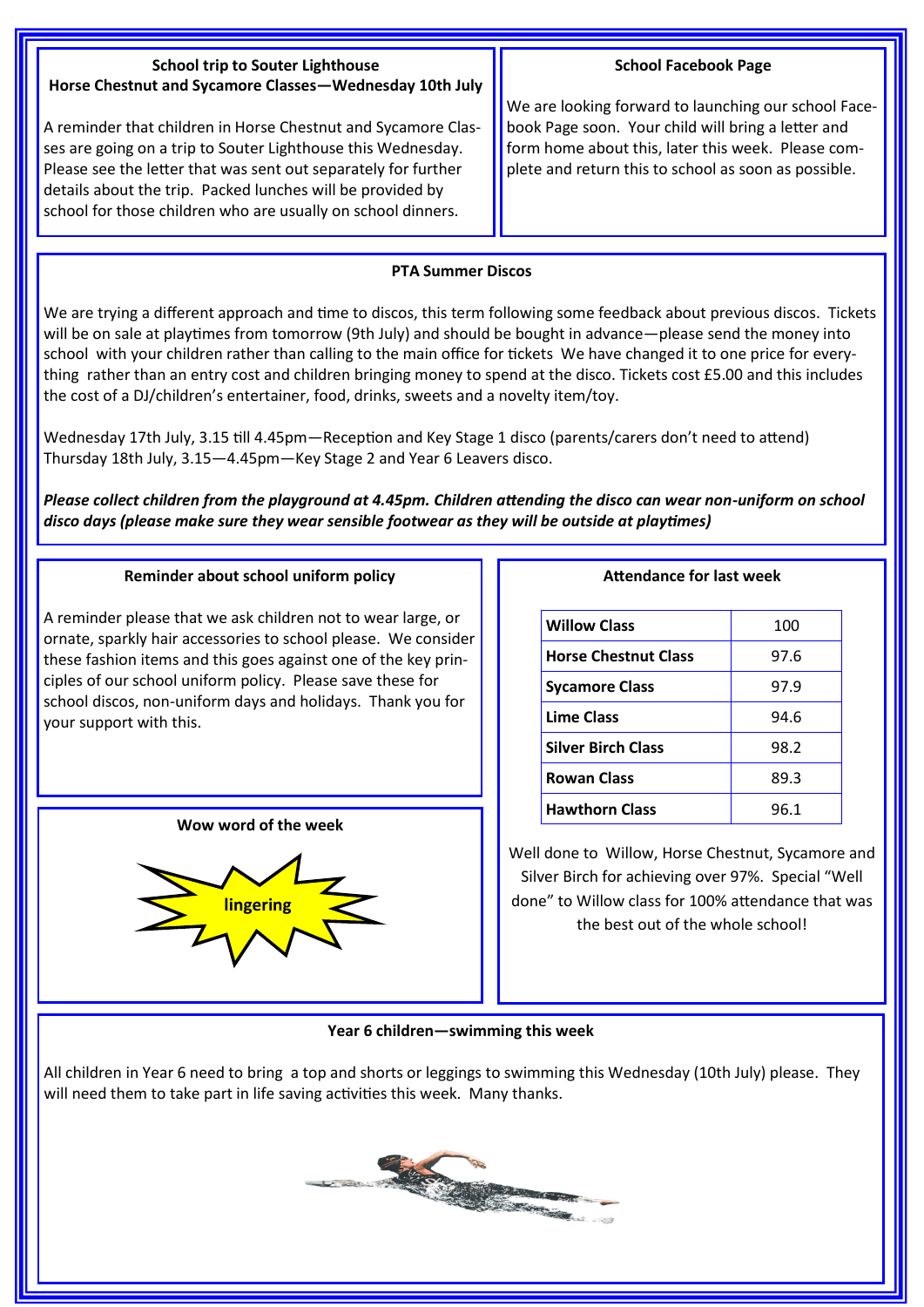### School trip to Souter Lighthouse
### Horse Chestnut and Sycamore Classes—Wednesday 10th July

A reminder that children in Horse Chestnut and Sycamore Classes are going on a trip to Souter Lighthouse this Wednesday. Please see the letter that was sent out separately for further details about the trip. Packed lunches will be provided by school for those children who are usually on school dinners.

### School Facebook Page

We are looking forward to launching our school Facebook Page soon. Your child will bring a letter and form home about this, later this week. Please complete and return this to school as soon as possible.

### PTA Summer Discos

We are trying a different approach and time to discos, this term following some feedback about previous discos. Tickets will be on sale at playtimes from tomorrow (9th July) and should be bought in advance—please send the money into school with your children rather than calling to the main office for tickets We have changed it to one price for everything rather than an entry cost and children bringing money to spend at the disco. Tickets cost £5.00 and this includes the cost of a DJ/children's entertainer, food, drinks, sweets and a novelty item/toy.

Wednesday 17th July, 3.15 till 4.45pm—Reception and Key Stage 1 disco (parents/carers don't need to attend)
Thursday 18th July, 3.15—4.45pm—Key Stage 2 and Year 6 Leavers disco.

***Please collect children from the playground at 4.45pm. Children attending the disco can wear non-uniform on school disco days (please make sure they wear sensible footwear as they will be outside at playtimes)***

### Reminder about school uniform policy

A reminder please that we ask children not to wear large, or ornate, sparkly hair accessories to school please. We consider these fashion items and this goes against one of the key principles of our school uniform policy. Please save these for school discos, non-uniform days and holidays. Thank you for your support with this.

### Wow word of the week

**lingering**

### Attendance for last week

| | |
|---|---|
| **Willow Class** | 100 |
| **Horse Chestnut Class** | 97.6 |
| **Sycamore Class** | 97.9 |
| **Lime Class** | 94.6 |
| **Silver Birch Class** | 98.2 |
| **Rowan Class** | 89.3 |
| **Hawthorn Class** | 96.1 |

Well done to Willow, Horse Chestnut, Sycamore and Silver Birch for achieving over 97%. Special "Well done" to Willow class for 100% attendance that was the best out of the whole school!

### Year 6 children—swimming this week

All children in Year 6 need to bring a top and shorts or leggings to swimming this Wednesday (10th July) please. They will need them to take part in life saving activities this week. Many thanks.